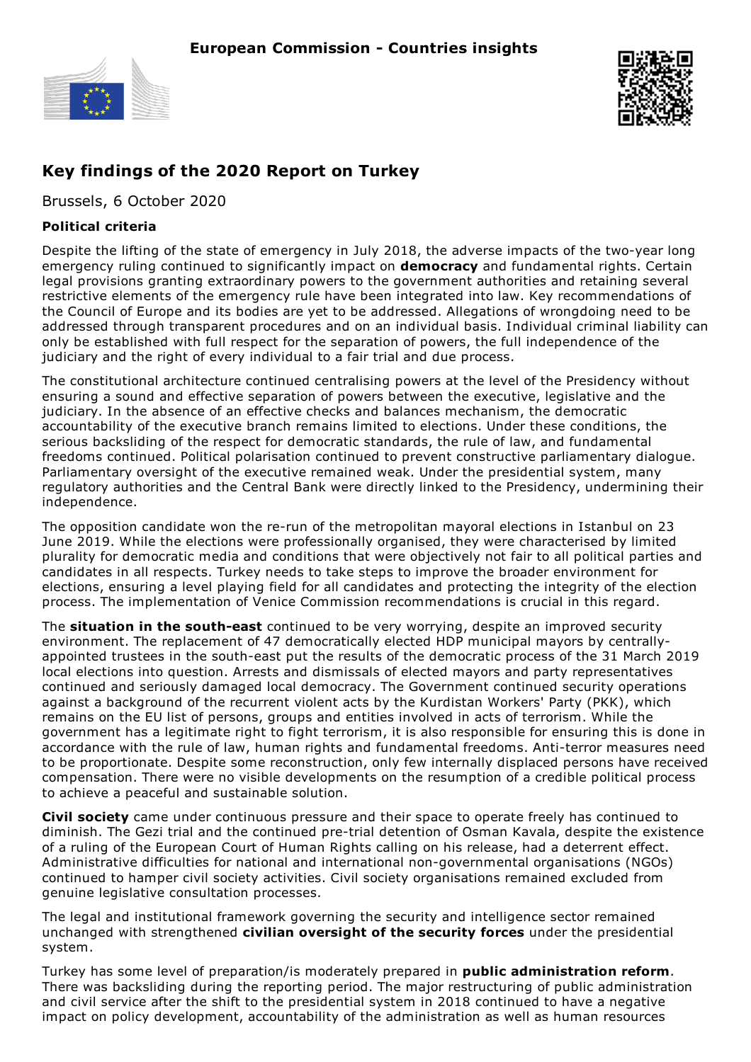European Commission - Countries insights

# Key findings of the 2020 Report on Turkey

Brussels, 6 October 2020

### Political criteria

Despite the lifting of the state of emergency in July 2018, the adverse impacts of the two-year long emergency ruling continued to significantly impact on **democracy** and fundamental rights. Certain legal provisions granting extraordinary powers to the government authorities and retaining several restrictive elements of the emergency rule have been integrated into law. Key recommendations of the Council of Europe and its bodies are yet to be addressed. Allegations of wrongdoing need to be addressed through transparent procedures and on an individual basis. Individual criminal liability can only be established with full respect for the separation of powers, the full independence of the judiciary and the right of every individual to a fair trial and due process.

The constitutional architecture continued centralising powers at the level of the Presidency without ensuring a sound and effective separation of powers between the executive, legislative and the judiciary. In the absence of an effective checks and balances mechanism, the democratic accountability of the executive branch remains limited to elections. Under these conditions, the serious backsliding of the respect for democratic standards, the rule of law, and fundamental freedoms continued. Political polarisation continued to prevent constructive parliamentary dialogue. Parliamentary oversight of the executive remained weak. Under the presidential system, many regulatory authorities and the Central Bank were directly linked to the Presidency, undermining their independence.

The opposition candidate won the re-run of the metropolitan mayoral elections in Istanbul on 23 June 2019. While the elections were professionally organised, they were characterised by limited plurality for democratic media and conditions that were objectively not fair to all political parties and candidates in all respects. Turkey needs to take steps to improve the broader environment for elections, ensuring a level playing field for all candidates and protecting the integrity of the election process. The implementation of Venice Commission recommendations is crucial in this regard.

The **situation in the south-east** continued to be very worrying, despite an improved security environment. The replacement of 47 democratically elected HDP municipal mayors by centrally-appointed trustees in the south-east put the results of the democratic process of the 31 March 2019 local elections into question. Arrests and dismissals of elected mayors and party representatives continued and seriously damaged local democracy. The Government continued security operations against a background of the recurrent violent acts by the Kurdistan Workers' Party (PKK), which remains on the EU list of persons, groups and entities involved in acts of terrorism. While the government has a legitimate right to fight terrorism, it is also responsible for ensuring this is done in accordance with the rule of law, human rights and fundamental freedoms. Anti-terror measures need to be proportionate. Despite some reconstruction, only few internally displaced persons have received compensation. There were no visible developments on the resumption of a credible political process to achieve a peaceful and sustainable solution.

**Civil society** came under continuous pressure and their space to operate freely has continued to diminish. The Gezi trial and the continued pre-trial detention of Osman Kavala, despite the existence of a ruling of the European Court of Human Rights calling on his release, had a deterrent effect. Administrative difficulties for national and international non-governmental organisations (NGOs) continued to hamper civil society activities. Civil society organisations remained excluded from genuine legislative consultation processes.

The legal and institutional framework governing the security and intelligence sector remained unchanged with strengthened **civilian oversight of the security forces** under the presidential system.

Turkey has some level of preparation/is moderately prepared in **public administration reform**. There was backsliding during the reporting period. The major restructuring of public administration and civil service after the shift to the presidential system in 2018 continued to have a negative impact on policy development, accountability of the administration as well as human resources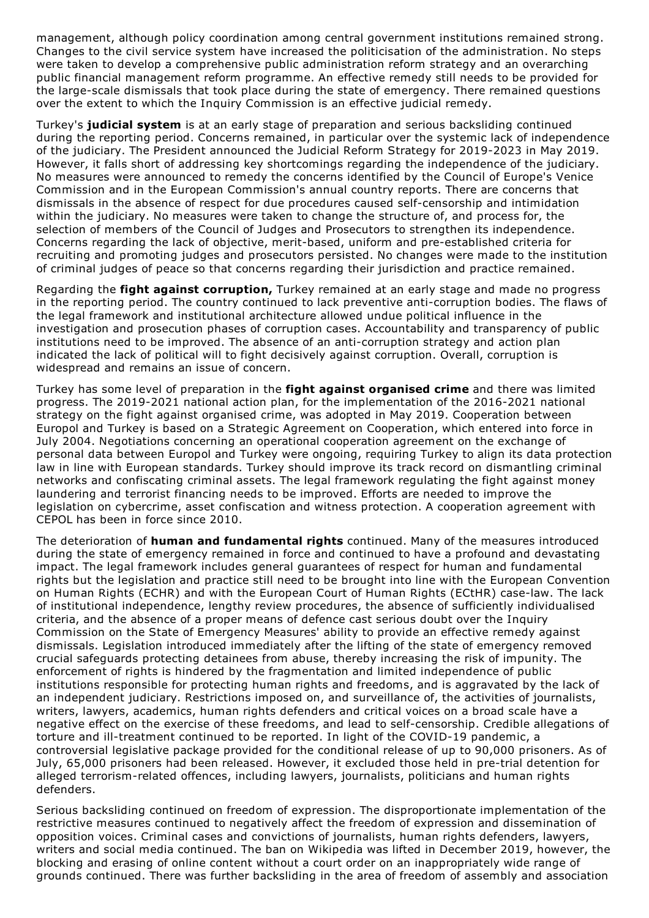management, although policy coordination among central government institutions remained strong. Changes to the civil service system have increased the politicisation of the administration. No steps were taken to develop a comprehensive public administration reform strategy and an overarching public financial management reform programme. An effective remedy still needs to be provided for the large-scale dismissals that took place during the state of emergency. There remained questions over the extent to which the Inquiry Commission is an effective judicial remedy.

Turkey's **judicial system** is at an early stage of preparation and serious backsliding continued during the reporting period. Concerns remained, in particular over the systemic lack of independence of the judiciary. The President announced the Judicial Reform Strategy for 2019-2023 in May 2019. However, it falls short of addressing key shortcomings regarding the independence of the judiciary. No measures were announced to remedy the concerns identified by the Council of Europe's Venice Commission and in the European Commission's annual country reports. There are concerns that dismissals in the absence of respect for due procedures caused self-censorship and intimidation within the judiciary. No measures were taken to change the structure of, and process for, the selection of members of the Council of Judges and Prosecutors to strengthen its independence. Concerns regarding the lack of objective, merit-based, uniform and pre-established criteria for recruiting and promoting judges and prosecutors persisted. No changes were made to the institution of criminal judges of peace so that concerns regarding their jurisdiction and practice remained.

Regarding the **fight against corruption,** Turkey remained at an early stage and made no progress in the reporting period. The country continued to lack preventive anti-corruption bodies. The flaws of the legal framework and institutional architecture allowed undue political influence in the investigation and prosecution phases of corruption cases. Accountability and transparency of public institutions need to be improved. The absence of an anti-corruption strategy and action plan indicated the lack of political will to fight decisively against corruption. Overall, corruption is widespread and remains an issue of concern.

Turkey has some level of preparation in the **fight against organised crime** and there was limited progress. The 2019-2021 national action plan, for the implementation of the 2016-2021 national strategy on the fight against organised crime, was adopted in May 2019. Cooperation between Europol and Turkey is based on a Strategic Agreement on Cooperation, which entered into force in July 2004. Negotiations concerning an operational cooperation agreement on the exchange of personal data between Europol and Turkey were ongoing, requiring Turkey to align its data protection law in line with European standards. Turkey should improve its track record on dismantling criminal networks and confiscating criminal assets. The legal framework regulating the fight against money laundering and terrorist financing needs to be improved. Efforts are needed to improve the legislation on cybercrime, asset confiscation and witness protection. A cooperation agreement with CEPOL has been in force since 2010.

The deterioration of **human and fundamental rights** continued. Many of the measures introduced during the state of emergency remained in force and continued to have a profound and devastating impact. The legal framework includes general guarantees of respect for human and fundamental rights but the legislation and practice still need to be brought into line with the European Convention on Human Rights (ECHR) and with the European Court of Human Rights (ECtHR) case-law. The lack of institutional independence, lengthy review procedures, the absence of sufficiently individualised criteria, and the absence of a proper means of defence cast serious doubt over the Inquiry Commission on the State of Emergency Measures' ability to provide an effective remedy against dismissals. Legislation introduced immediately after the lifting of the state of emergency removed crucial safeguards protecting detainees from abuse, thereby increasing the risk of impunity. The enforcement of rights is hindered by the fragmentation and limited independence of public institutions responsible for protecting human rights and freedoms, and is aggravated by the lack of an independent judiciary. Restrictions imposed on, and surveillance of, the activities of journalists, writers, lawyers, academics, human rights defenders and critical voices on a broad scale have a negative effect on the exercise of these freedoms, and lead to self-censorship. Credible allegations of torture and ill-treatment continued to be reported. In light of the COVID-19 pandemic, a controversial legislative package provided for the conditional release of up to 90,000 prisoners. As of July, 65,000 prisoners had been released. However, it excluded those held in pre-trial detention for alleged terrorism-related offences, including lawyers, journalists, politicians and human rights defenders.

Serious backsliding continued on freedom of expression. The disproportionate implementation of the restrictive measures continued to negatively affect the freedom of expression and dissemination of opposition voices. Criminal cases and convictions of journalists, human rights defenders, lawyers, writers and social media continued. The ban on Wikipedia was lifted in December 2019, however, the blocking and erasing of online content without a court order on an inappropriately wide range of grounds continued. There was further backsliding in the area of freedom of assembly and association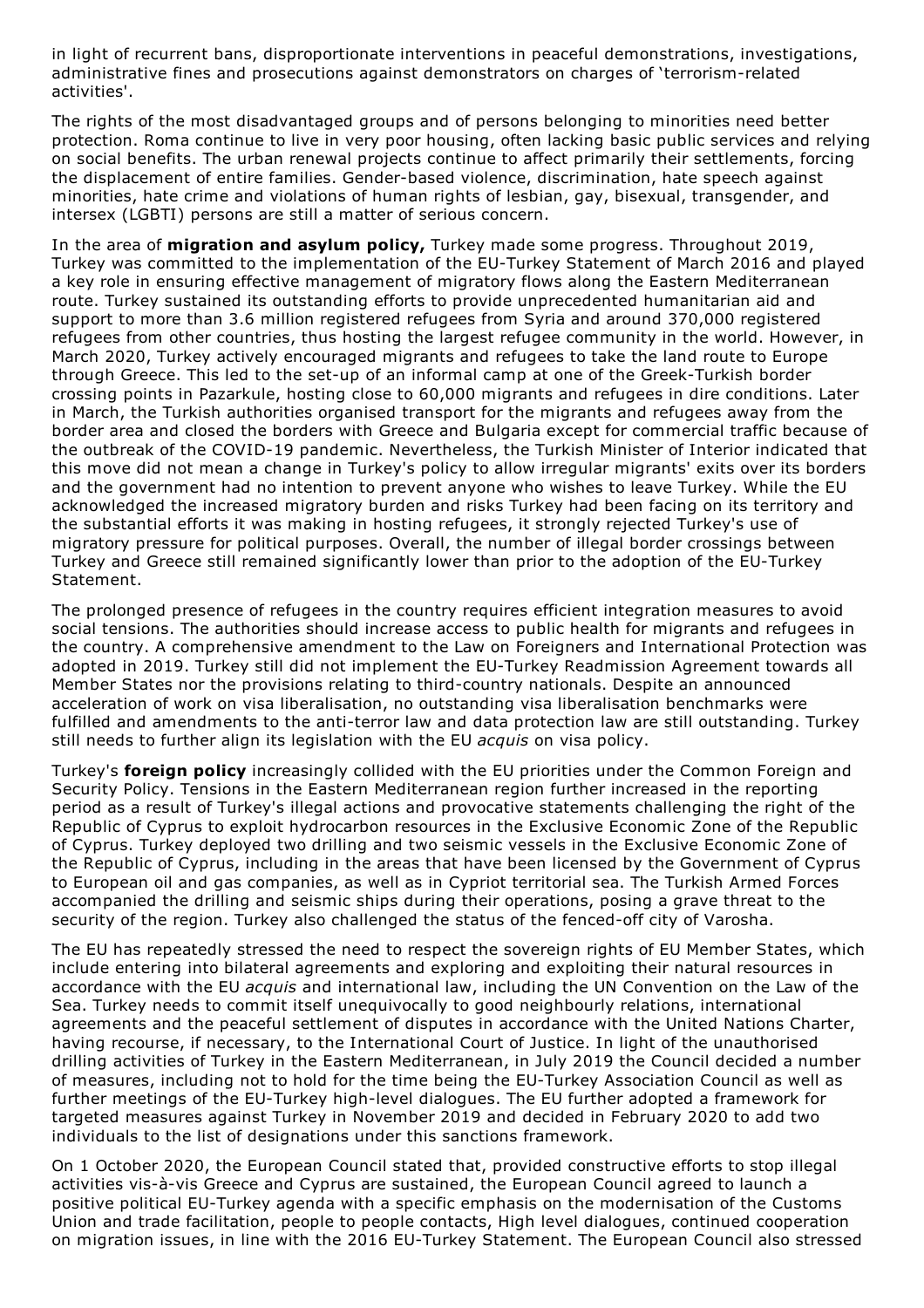in light of recurrent bans, disproportionate interventions in peaceful demonstrations, investigations, administrative fines and prosecutions against demonstrators on charges of 'terrorism-related activities'.

The rights of the most disadvantaged groups and of persons belonging to minorities need better protection. Roma continue to live in very poor housing, often lacking basic public services and relying on social benefits. The urban renewal projects continue to affect primarily their settlements, forcing the displacement of entire families. Gender-based violence, discrimination, hate speech against minorities, hate crime and violations of human rights of lesbian, gay, bisexual, transgender, and intersex (LGBTI) persons are still a matter of serious concern.

In the area of **migration and asylum policy,** Turkey made some progress. Throughout 2019, Turkey was committed to the implementation of the EU-Turkey Statement of March 2016 and played a key role in ensuring effective management of migratory flows along the Eastern Mediterranean route. Turkey sustained its outstanding efforts to provide unprecedented humanitarian aid and support to more than 3.6 million registered refugees from Syria and around 370,000 registered refugees from other countries, thus hosting the largest refugee community in the world. However, in March 2020, Turkey actively encouraged migrants and refugees to take the land route to Europe through Greece. This led to the set-up of an informal camp at one of the Greek-Turkish border crossing points in Pazarkule, hosting close to 60,000 migrants and refugees in dire conditions. Later in March, the Turkish authorities organised transport for the migrants and refugees away from the border area and closed the borders with Greece and Bulgaria except for commercial traffic because of the outbreak of the COVID-19 pandemic. Nevertheless, the Turkish Minister of Interior indicated that this move did not mean a change in Turkey's policy to allow irregular migrants' exits over its borders and the government had no intention to prevent anyone who wishes to leave Turkey. While the EU acknowledged the increased migratory burden and risks Turkey had been facing on its territory and the substantial efforts it was making in hosting refugees, it strongly rejected Turkey's use of migratory pressure for political purposes. Overall, the number of illegal border crossings between Turkey and Greece still remained significantly lower than prior to the adoption of the EU-Turkey Statement.

The prolonged presence of refugees in the country requires efficient integration measures to avoid social tensions. The authorities should increase access to public health for migrants and refugees in the country. A comprehensive amendment to the Law on Foreigners and International Protection was adopted in 2019. Turkey still did not implement the EU-Turkey Readmission Agreement towards all Member States nor the provisions relating to third-country nationals. Despite an announced acceleration of work on visa liberalisation, no outstanding visa liberalisation benchmarks were fulfilled and amendments to the anti-terror law and data protection law are still outstanding. Turkey still needs to further align its legislation with the EU *acquis* on visa policy.

Turkey's **foreign policy** increasingly collided with the EU priorities under the Common Foreign and Security Policy. Tensions in the Eastern Mediterranean region further increased in the reporting period as a result of Turkey's illegal actions and provocative statements challenging the right of the Republic of Cyprus to exploit hydrocarbon resources in the Exclusive Economic Zone of the Republic of Cyprus. Turkey deployed two drilling and two seismic vessels in the Exclusive Economic Zone of the Republic of Cyprus, including in the areas that have been licensed by the Government of Cyprus to European oil and gas companies, as well as in Cypriot territorial sea. The Turkish Armed Forces accompanied the drilling and seismic ships during their operations, posing a grave threat to the security of the region. Turkey also challenged the status of the fenced-off city of Varosha.

The EU has repeatedly stressed the need to respect the sovereign rights of EU Member States, which include entering into bilateral agreements and exploring and exploiting their natural resources in accordance with the EU *acquis* and international law, including the UN Convention on the Law of the Sea. Turkey needs to commit itself unequivocally to good neighbourly relations, international agreements and the peaceful settlement of disputes in accordance with the United Nations Charter, having recourse, if necessary, to the International Court of Justice. In light of the unauthorised drilling activities of Turkey in the Eastern Mediterranean, in July 2019 the Council decided a number of measures, including not to hold for the time being the EU-Turkey Association Council as well as further meetings of the EU-Turkey high-level dialogues. The EU further adopted a framework for targeted measures against Turkey in November 2019 and decided in February 2020 to add two individuals to the list of designations under this sanctions framework.

On 1 October 2020, the European Council stated that, provided constructive efforts to stop illegal activities vis-à-vis Greece and Cyprus are sustained, the European Council agreed to launch a positive political EU-Turkey agenda with a specific emphasis on the modernisation of the Customs Union and trade facilitation, people to people contacts, High level dialogues, continued cooperation on migration issues, in line with the 2016 EU-Turkey Statement. The European Council also stressed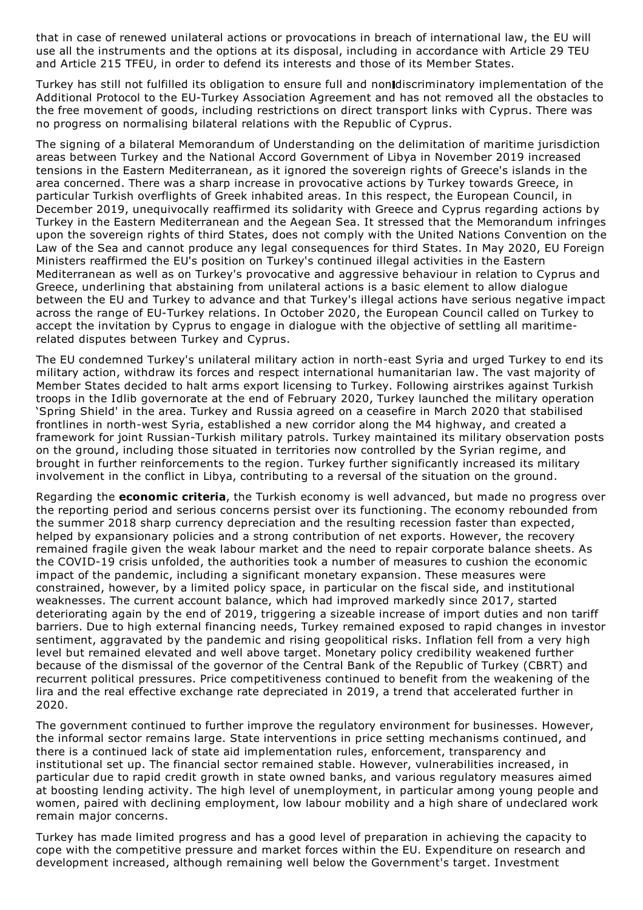that in case of renewed unilateral actions or provocations in breach of international law, the EU will use all the instruments and the options at its disposal, including in accordance with Article 29 TEU and Article 215 TFEU, in order to defend its interests and those of its Member States.

Turkey has still not fulfilled its obligation to ensure full and non-discriminatory implementation of the Additional Protocol to the EU-Turkey Association Agreement and has not removed all the obstacles to the free movement of goods, including restrictions on direct transport links with Cyprus. There was no progress on normalising bilateral relations with the Republic of Cyprus.

The signing of a bilateral Memorandum of Understanding on the delimitation of maritime jurisdiction areas between Turkey and the National Accord Government of Libya in November 2019 increased tensions in the Eastern Mediterranean, as it ignored the sovereign rights of Greece's islands in the area concerned. There was a sharp increase in provocative actions by Turkey towards Greece, in particular Turkish overflights of Greek inhabited areas. In this respect, the European Council, in December 2019, unequivocally reaffirmed its solidarity with Greece and Cyprus regarding actions by Turkey in the Eastern Mediterranean and the Aegean Sea. It stressed that the Memorandum infringes upon the sovereign rights of third States, does not comply with the United Nations Convention on the Law of the Sea and cannot produce any legal consequences for third States. In May 2020, EU Foreign Ministers reaffirmed the EU's position on Turkey's continued illegal activities in the Eastern Mediterranean as well as on Turkey's provocative and aggressive behaviour in relation to Cyprus and Greece, underlining that abstaining from unilateral actions is a basic element to allow dialogue between the EU and Turkey to advance and that Turkey's illegal actions have serious negative impact across the range of EU-Turkey relations. In October 2020, the European Council called on Turkey to accept the invitation by Cyprus to engage in dialogue with the objective of settling all maritime-related disputes between Turkey and Cyprus.

The EU condemned Turkey's unilateral military action in north-east Syria and urged Turkey to end its military action, withdraw its forces and respect international humanitarian law. The vast majority of Member States decided to halt arms export licensing to Turkey. Following airstrikes against Turkish troops in the Idlib governorate at the end of February 2020, Turkey launched the military operation 'Spring Shield' in the area. Turkey and Russia agreed on a ceasefire in March 2020 that stabilised frontlines in north-west Syria, established a new corridor along the M4 highway, and created a framework for joint Russian-Turkish military patrols. Turkey maintained its military observation posts on the ground, including those situated in territories now controlled by the Syrian regime, and brought in further reinforcements to the region. Turkey further significantly increased its military involvement in the conflict in Libya, contributing to a reversal of the situation on the ground.

Regarding the **economic criteria**, the Turkish economy is well advanced, but made no progress over the reporting period and serious concerns persist over its functioning. The economy rebounded from the summer 2018 sharp currency depreciation and the resulting recession faster than expected, helped by expansionary policies and a strong contribution of net exports. However, the recovery remained fragile given the weak labour market and the need to repair corporate balance sheets. As the COVID-19 crisis unfolded, the authorities took a number of measures to cushion the economic impact of the pandemic, including a significant monetary expansion. These measures were constrained, however, by a limited policy space, in particular on the fiscal side, and institutional weaknesses. The current account balance, which had improved markedly since 2017, started deteriorating again by the end of 2019, triggering a sizeable increase of import duties and non tariff barriers. Due to high external financing needs, Turkey remained exposed to rapid changes in investor sentiment, aggravated by the pandemic and rising geopolitical risks. Inflation fell from a very high level but remained elevated and well above target. Monetary policy credibility weakened further because of the dismissal of the governor of the Central Bank of the Republic of Turkey (CBRT) and recurrent political pressures. Price competitiveness continued to benefit from the weakening of the lira and the real effective exchange rate depreciated in 2019, a trend that accelerated further in 2020.

The government continued to further improve the regulatory environment for businesses. However, the informal sector remains large. State interventions in price setting mechanisms continued, and there is a continued lack of state aid implementation rules, enforcement, transparency and institutional set up. The financial sector remained stable. However, vulnerabilities increased, in particular due to rapid credit growth in state owned banks, and various regulatory measures aimed at boosting lending activity. The high level of unemployment, in particular among young people and women, paired with declining employment, low labour mobility and a high share of undeclared work remain major concerns.

Turkey has made limited progress and has a good level of preparation in achieving the capacity to cope with the competitive pressure and market forces within the EU. Expenditure on research and development increased, although remaining well below the Government's target. Investment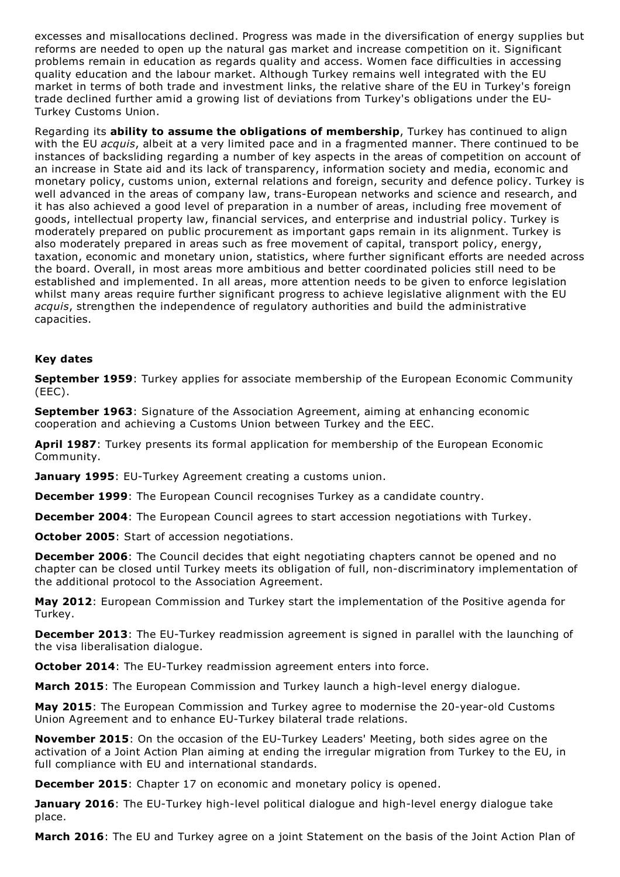excesses and misallocations declined. Progress was made in the diversification of energy supplies but reforms are needed to open up the natural gas market and increase competition on it. Significant problems remain in education as regards quality and access. Women face difficulties in accessing quality education and the labour market. Although Turkey remains well integrated with the EU market in terms of both trade and investment links, the relative share of the EU in Turkey's foreign trade declined further amid a growing list of deviations from Turkey's obligations under the EU-Turkey Customs Union.

Regarding its **ability to assume the obligations of membership**, Turkey has continued to align with the EU *acquis*, albeit at a very limited pace and in a fragmented manner. There continued to be instances of backsliding regarding a number of key aspects in the areas of competition on account of an increase in State aid and its lack of transparency, information society and media, economic and monetary policy, customs union, external relations and foreign, security and defence policy. Turkey is well advanced in the areas of company law, trans-European networks and science and research, and it has also achieved a good level of preparation in a number of areas, including free movement of goods, intellectual property law, financial services, and enterprise and industrial policy. Turkey is moderately prepared on public procurement as important gaps remain in its alignment. Turkey is also moderately prepared in areas such as free movement of capital, transport policy, energy, taxation, economic and monetary union, statistics, where further significant efforts are needed across the board. Overall, in most areas more ambitious and better coordinated policies still need to be established and implemented. In all areas, more attention needs to be given to enforce legislation whilst many areas require further significant progress to achieve legislative alignment with the EU *acquis*, strengthen the independence of regulatory authorities and build the administrative capacities.

**Key dates**

**September 1959**: Turkey applies for associate membership of the European Economic Community (EEC).

**September 1963**: Signature of the Association Agreement, aiming at enhancing economic cooperation and achieving a Customs Union between Turkey and the EEC.

**April 1987**: Turkey presents its formal application for membership of the European Economic Community.

**January 1995**: EU-Turkey Agreement creating a customs union.

**December 1999**: The European Council recognises Turkey as a candidate country.

**December 2004**: The European Council agrees to start accession negotiations with Turkey.

**October 2005**: Start of accession negotiations.

**December 2006**: The Council decides that eight negotiating chapters cannot be opened and no chapter can be closed until Turkey meets its obligation of full, non-discriminatory implementation of the additional protocol to the Association Agreement.

**May 2012**: European Commission and Turkey start the implementation of the Positive agenda for Turkey.

**December 2013**: The EU-Turkey readmission agreement is signed in parallel with the launching of the visa liberalisation dialogue.

**October 2014**: The EU-Turkey readmission agreement enters into force.

**March 2015**: The European Commission and Turkey launch a high-level energy dialogue.

**May 2015**: The European Commission and Turkey agree to modernise the 20-year-old Customs Union Agreement and to enhance EU-Turkey bilateral trade relations.

**November 2015**: On the occasion of the EU-Turkey Leaders' Meeting, both sides agree on the activation of a Joint Action Plan aiming at ending the irregular migration from Turkey to the EU, in full compliance with EU and international standards.

**December 2015**: Chapter 17 on economic and monetary policy is opened.

**January 2016**: The EU-Turkey high-level political dialogue and high-level energy dialogue take place.

**March 2016**: The EU and Turkey agree on a joint Statement on the basis of the Joint Action Plan of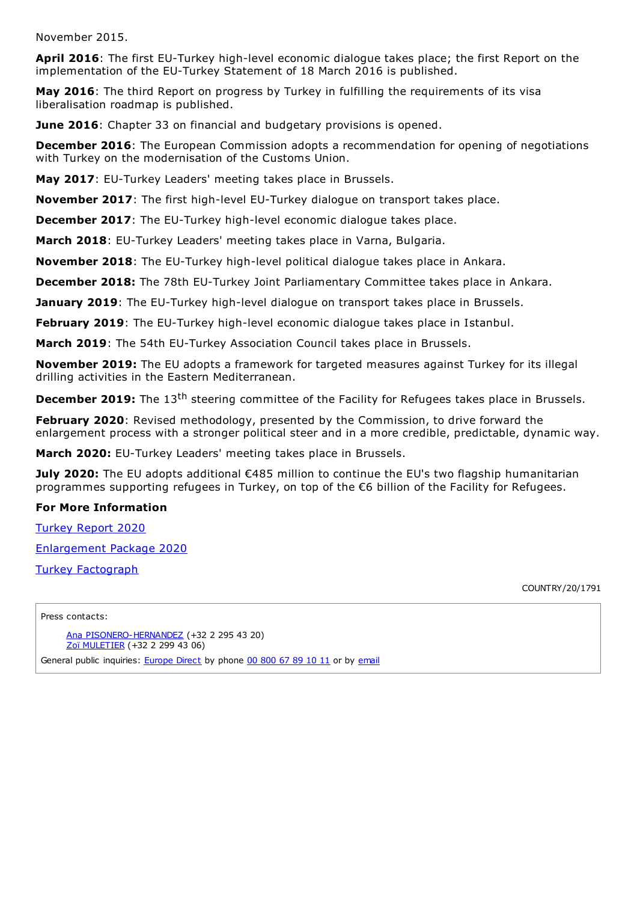November 2015.

**April 2016**: The first EU-Turkey high-level economic dialogue takes place; the first Report on the implementation of the EU-Turkey Statement of 18 March 2016 is published.

**May 2016**: The third Report on progress by Turkey in fulfilling the requirements of its visa liberalisation roadmap is published.

**June 2016**: Chapter 33 on financial and budgetary provisions is opened.

**December 2016**: The European Commission adopts a recommendation for opening of negotiations with Turkey on the modernisation of the Customs Union.

**May 2017**: EU-Turkey Leaders' meeting takes place in Brussels.

**November 2017**: The first high-level EU-Turkey dialogue on transport takes place.

**December 2017**: The EU-Turkey high-level economic dialogue takes place.

**March 2018**: EU-Turkey Leaders' meeting takes place in Varna, Bulgaria.

**November 2018**: The EU-Turkey high-level political dialogue takes place in Ankara.

**December 2018:** The 78th EU-Turkey Joint Parliamentary Committee takes place in Ankara.

**January 2019**: The EU-Turkey high-level dialogue on transport takes place in Brussels.

**February 2019**: The EU-Turkey high-level economic dialogue takes place in Istanbul.

**March 2019**: The 54th EU-Turkey Association Council takes place in Brussels.

**November 2019:** The EU adopts a framework for targeted measures against Turkey for its illegal drilling activities in the Eastern Mediterranean.

**December 2019:** The 13th steering committee of the Facility for Refugees takes place in Brussels.

**February 2020**: Revised methodology, presented by the Commission, to drive forward the enlargement process with a stronger political steer and in a more credible, predictable, dynamic way.

**March 2020:** EU-Turkey Leaders' meeting takes place in Brussels.

**July 2020:** The EU adopts additional €485 million to continue the EU's two flagship humanitarian programmes supporting refugees in Turkey, on top of the €6 billion of the Facility for Refugees.

**For More Information**

Turkey Report 2020

Enlargement Package 2020

Turkey Factograph

COUNTRY/20/1791

Press contacts:

Ana PISONERO-HERNANDEZ (+32 2 295 43 20)
Zoï MULETIER (+32 2 299 43 06)

General public inquiries: Europe Direct by phone 00 800 67 89 10 11 or by email